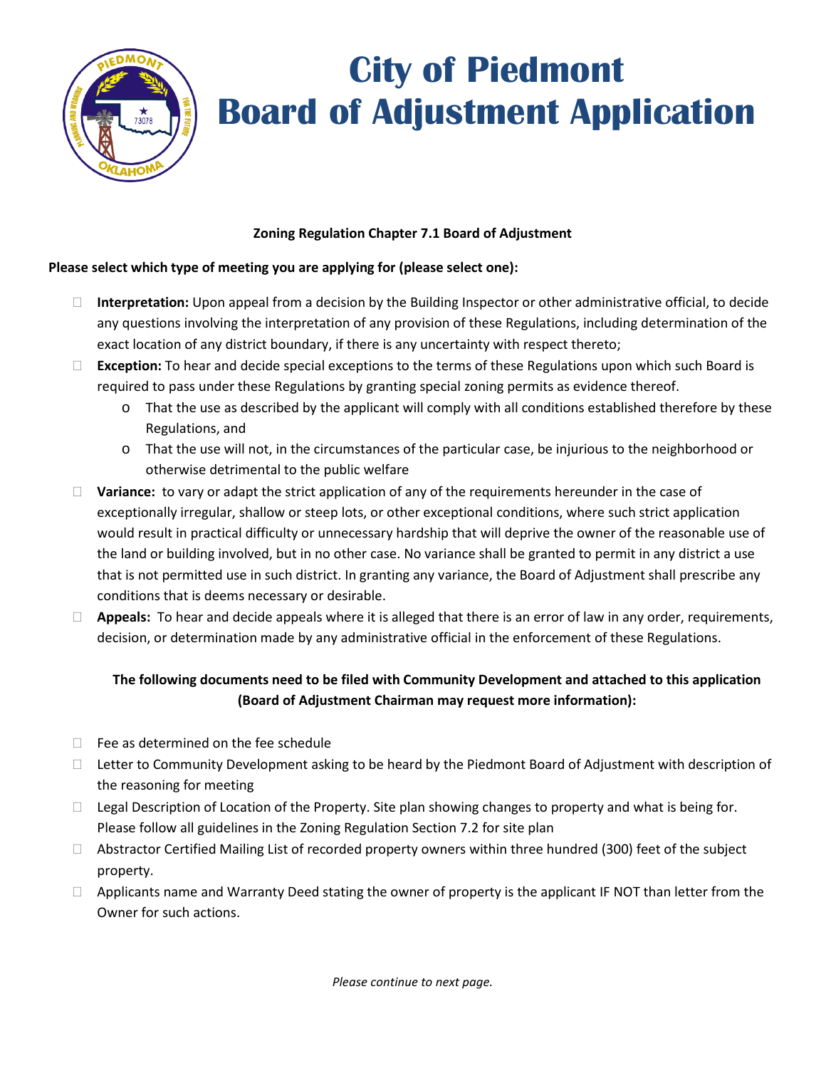# City of Piedmont
# Board of Adjustment Application

**Zoning Regulation Chapter 7.1 Board of Adjustment**

**Please select which type of meeting you are applying for (please select one):**

- ☐ **Interpretation:** Upon appeal from a decision by the Building Inspector or other administrative official, to decide any questions involving the interpretation of any provision of these Regulations, including determination of the exact location of any district boundary, if there is any uncertainty with respect thereto;
- ☐ **Exception:** To hear and decide special exceptions to the terms of these Regulations upon which such Board is required to pass under these Regulations by granting special zoning permits as evidence thereof.
  - o That the use as described by the applicant will comply with all conditions established therefore by these Regulations, and
  - o That the use will not, in the circumstances of the particular case, be injurious to the neighborhood or otherwise detrimental to the public welfare
- ☐ **Variance:** to vary or adapt the strict application of any of the requirements hereunder in the case of exceptionally irregular, shallow or steep lots, or other exceptional conditions, where such strict application would result in practical difficulty or unnecessary hardship that will deprive the owner of the reasonable use of the land or building involved, but in no other case. No variance shall be granted to permit in any district a use that is not permitted use in such district. In granting any variance, the Board of Adjustment shall prescribe any conditions that is deems necessary or desirable.
- ☐ **Appeals:** To hear and decide appeals where it is alleged that there is an error of law in any order, requirements, decision, or determination made by any administrative official in the enforcement of these Regulations.

**The following documents need to be filed with Community Development and attached to this application (Board of Adjustment Chairman may request more information):**

- ☐ Fee as determined on the fee schedule
- ☐ Letter to Community Development asking to be heard by the Piedmont Board of Adjustment with description of the reasoning for meeting
- ☐ Legal Description of Location of the Property. Site plan showing changes to property and what is being for. Please follow all guidelines in the Zoning Regulation Section 7.2 for site plan
- ☐ Abstractor Certified Mailing List of recorded property owners within three hundred (300) feet of the subject property.
- ☐ Applicants name and Warranty Deed stating the owner of property is the applicant IF NOT than letter from the Owner for such actions.

*Please continue to next page.*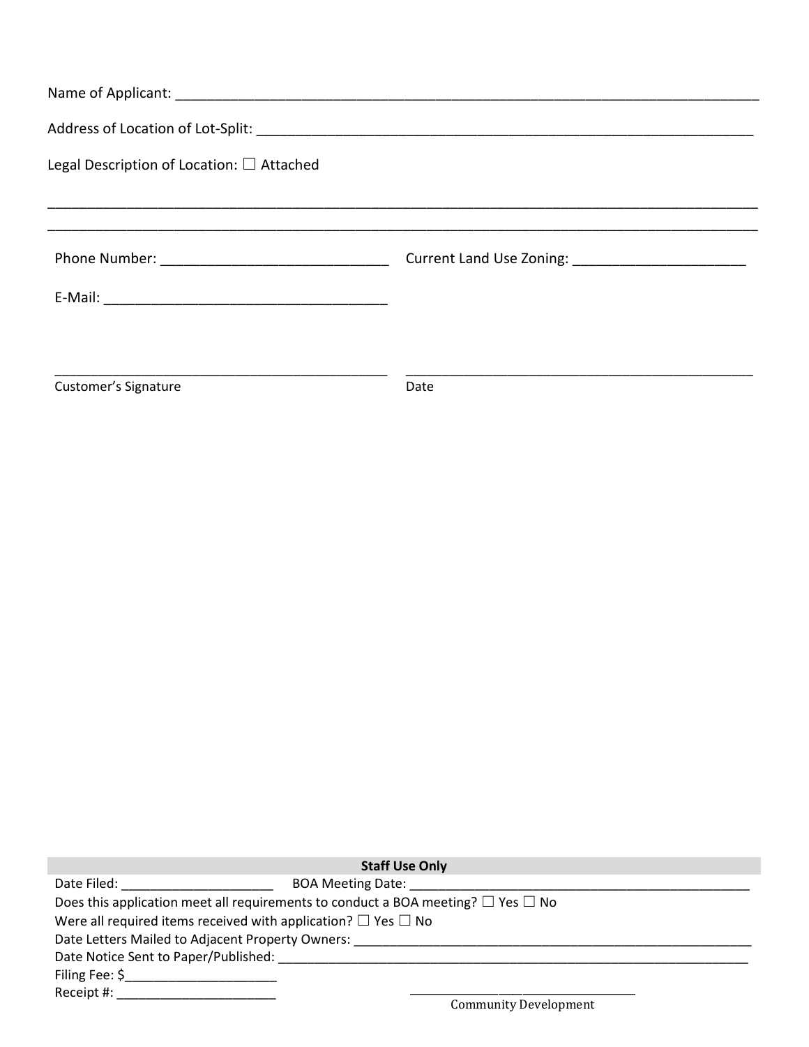Name of Applicant: ___________________________________________________________________________

Address of Location of Lot-Split: ________________________________________________________________

Legal Description of Location: ☐ Attached

______________________________________________________________________________________________

______________________________________________________________________________________________

Phone Number: _____________________________ Current Land Use Zoning: ______________________

E-Mail: ____________________________________

______________________________________________ ______________________________________________

Customer's Signature Date

**Staff Use Only**

Date Filed: _____________________ BOA Meeting Date: _______________________________________________

Does this application meet all requirements to conduct a BOA meeting? ☐ Yes ☐ No

Were all required items received with application? ☐ Yes ☐ No

Date Letters Mailed to Adjacent Property Owners: ________________________________________________________

Date Notice Sent to Paper/Published: _______________________________________________________________

Filing Fee: $_____________________

Receipt #: ______________________

_________________________________

Community Development